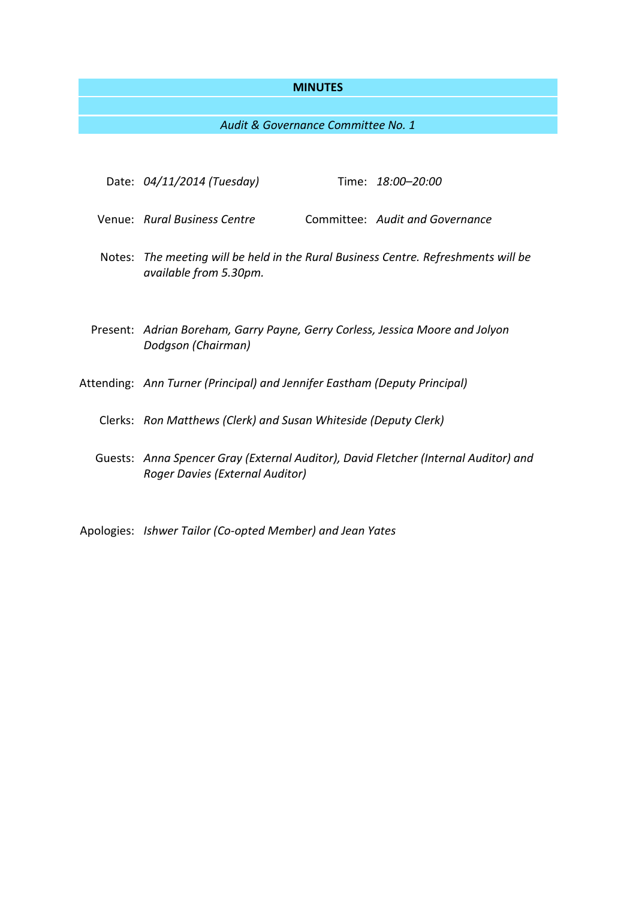# MINUTES

*Audit & Governance Committee No. 1*

**Date:** *04/11/2014 (Tuesday)*

**Time:** *18:00–20:00*

**Venue:** *Rural Business Centre*

**Committee:** *Audit and Governance*

**Notes:** *The meeting will be held in the Rural Business Centre. Refreshments will be available from 5.30pm.*

**Present:** *Adrian Boreham, Garry Payne, Gerry Corless, Jessica Moore and Jolyon Dodgson (Chairman)*

**Attending:** *Ann Turner (Principal) and Jennifer Eastham (Deputy Principal)*

**Clerks:** *Ron Matthews (Clerk) and Susan Whiteside (Deputy Clerk)*

**Guests:** *Anna Spencer Gray (External Auditor), David Fletcher (Internal Auditor) and Roger Davies (External Auditor)*

**Apologies:** *Ishwer Tailor (Co-opted Member) and Jean Yates*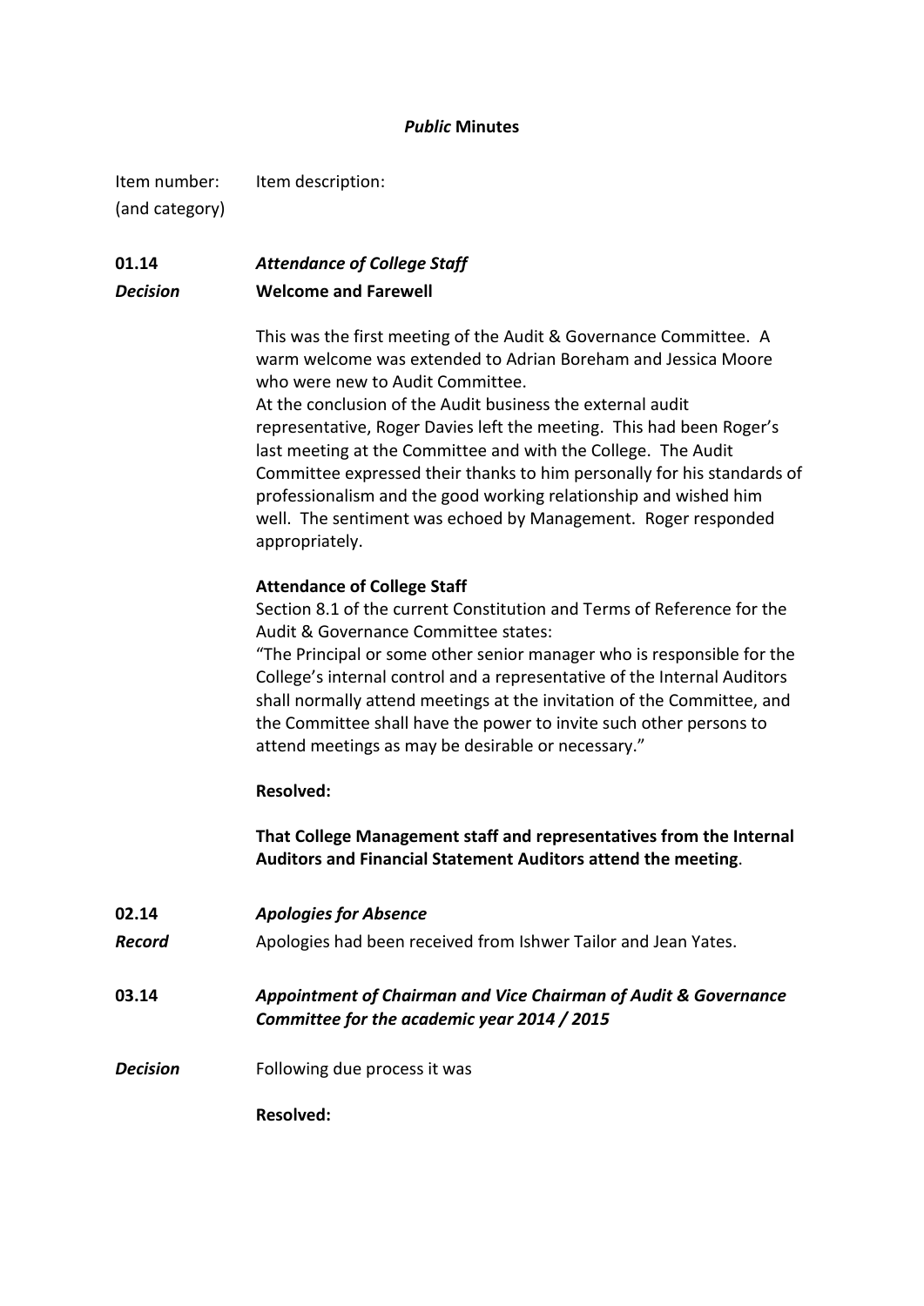**_Public_ Minutes**

| Item number: (and category) | Item description: |
|---|---|
| **01.14** | ***Attendance of College Staff*** |
| ***Decision*** | **Welcome and Farewell** |

This was the first meeting of the Audit & Governance Committee. A warm welcome was extended to Adrian Boreham and Jessica Moore who were new to Audit Committee.
At the conclusion of the Audit business the external audit representative, Roger Davies left the meeting. This had been Roger's last meeting at the Committee and with the College. The Audit Committee expressed their thanks to him personally for his standards of professionalism and the good working relationship and wished him well. The sentiment was echoed by Management. Roger responded appropriately.

**Attendance of College Staff**
Section 8.1 of the current Constitution and Terms of Reference for the Audit & Governance Committee states:
"The Principal or some other senior manager who is responsible for the College's internal control and a representative of the Internal Auditors shall normally attend meetings at the invitation of the Committee, and the Committee shall have the power to invite such other persons to attend meetings as may be desirable or necessary."

**Resolved:**

**That College Management staff and representatives from the Internal Auditors and Financial Statement Auditors attend the meeting**.

**02.14** ***Apologies for Absence***

***Record*** Apologies had been received from Ishwer Tailor and Jean Yates.

**03.14** ***Appointment of Chairman and Vice Chairman of Audit & Governance Committee for the academic year 2014 / 2015***

***Decision*** Following due process it was

**Resolved:**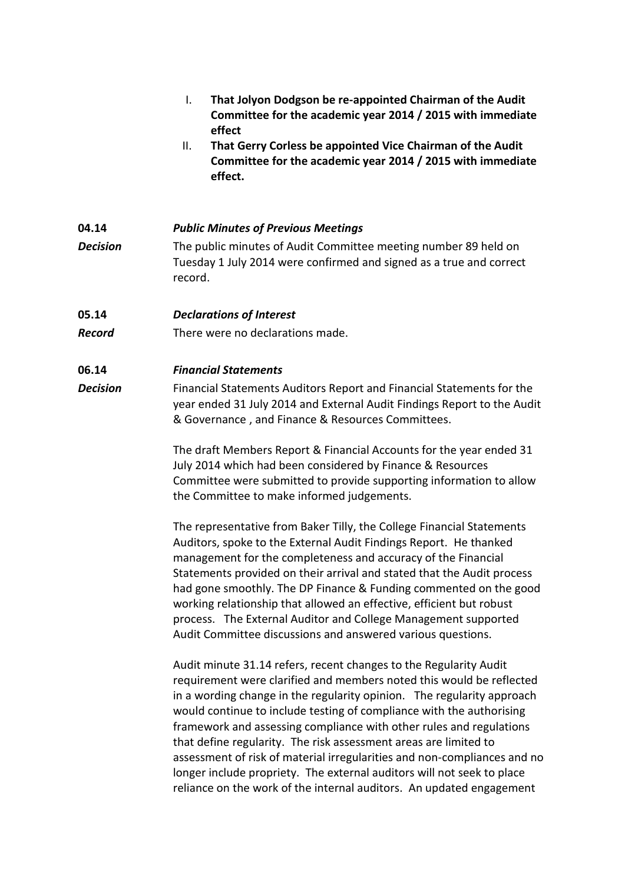I. **That Jolyon Dodgson be re-appointed Chairman of the Audit Committee for the academic year 2014 / 2015 with immediate effect**

II. **That Gerry Corless be appointed Vice Chairman of the Audit Committee for the academic year 2014 / 2015 with immediate effect.**

**04.14** ***Public Minutes of Previous Meetings***

***Decision*** The public minutes of Audit Committee meeting number 89 held on Tuesday 1 July 2014 were confirmed and signed as a true and correct record.

**05.14** ***Declarations of Interest***

***Record*** There were no declarations made.

**06.14** ***Financial Statements***

***Decision*** Financial Statements Auditors Report and Financial Statements for the year ended 31 July 2014 and External Audit Findings Report to the Audit & Governance , and Finance & Resources Committees.

The draft Members Report & Financial Accounts for the year ended 31 July 2014 which had been considered by Finance & Resources Committee were submitted to provide supporting information to allow the Committee to make informed judgements.

The representative from Baker Tilly, the College Financial Statements Auditors, spoke to the External Audit Findings Report. He thanked management for the completeness and accuracy of the Financial Statements provided on their arrival and stated that the Audit process had gone smoothly. The DP Finance & Funding commented on the good working relationship that allowed an effective, efficient but robust process. The External Auditor and College Management supported Audit Committee discussions and answered various questions.

Audit minute 31.14 refers, recent changes to the Regularity Audit requirement were clarified and members noted this would be reflected in a wording change in the regularity opinion. The regularity approach would continue to include testing of compliance with the authorising framework and assessing compliance with other rules and regulations that define regularity. The risk assessment areas are limited to assessment of risk of material irregularities and non-compliances and no longer include propriety. The external auditors will not seek to place reliance on the work of the internal auditors. An updated engagement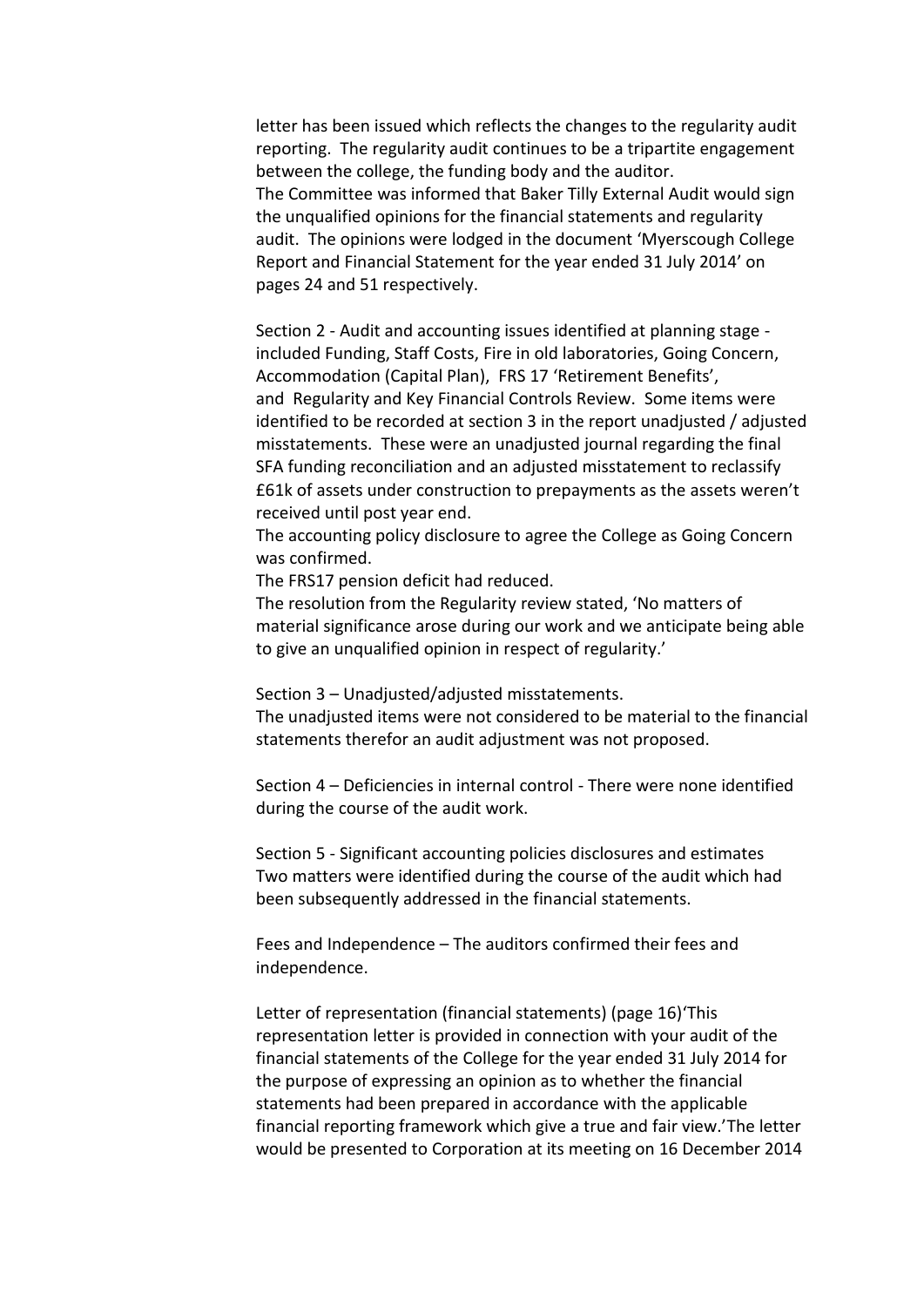letter has been issued which reflects the changes to the regularity audit reporting. The regularity audit continues to be a tripartite engagement between the college, the funding body and the auditor.
The Committee was informed that Baker Tilly External Audit would sign the unqualified opinions for the financial statements and regularity audit. The opinions were lodged in the document 'Myerscough College Report and Financial Statement for the year ended 31 July 2014' on pages 24 and 51 respectively.

Section 2 - Audit and accounting issues identified at planning stage - included Funding, Staff Costs, Fire in old laboratories, Going Concern, Accommodation (Capital Plan), FRS 17 'Retirement Benefits', and Regularity and Key Financial Controls Review. Some items were identified to be recorded at section 3 in the report unadjusted / adjusted misstatements. These were an unadjusted journal regarding the final SFA funding reconciliation and an adjusted misstatement to reclassify £61k of assets under construction to prepayments as the assets weren't received until post year end.
The accounting policy disclosure to agree the College as Going Concern was confirmed.
The FRS17 pension deficit had reduced.
The resolution from the Regularity review stated, 'No matters of material significance arose during our work and we anticipate being able to give an unqualified opinion in respect of regularity.'

Section 3 – Unadjusted/adjusted misstatements.
The unadjusted items were not considered to be material to the financial statements therefor an audit adjustment was not proposed.

Section 4 – Deficiencies in internal control - There were none identified during the course of the audit work.

Section 5 - Significant accounting policies disclosures and estimates
Two matters were identified during the course of the audit which had been subsequently addressed in the financial statements.

Fees and Independence – The auditors confirmed their fees and independence.

Letter of representation (financial statements) (page 16)'This representation letter is provided in connection with your audit of the financial statements of the College for the year ended 31 July 2014 for the purpose of expressing an opinion as to whether the financial statements had been prepared in accordance with the applicable financial reporting framework which give a true and fair view.'The letter would be presented to Corporation at its meeting on 16 December 2014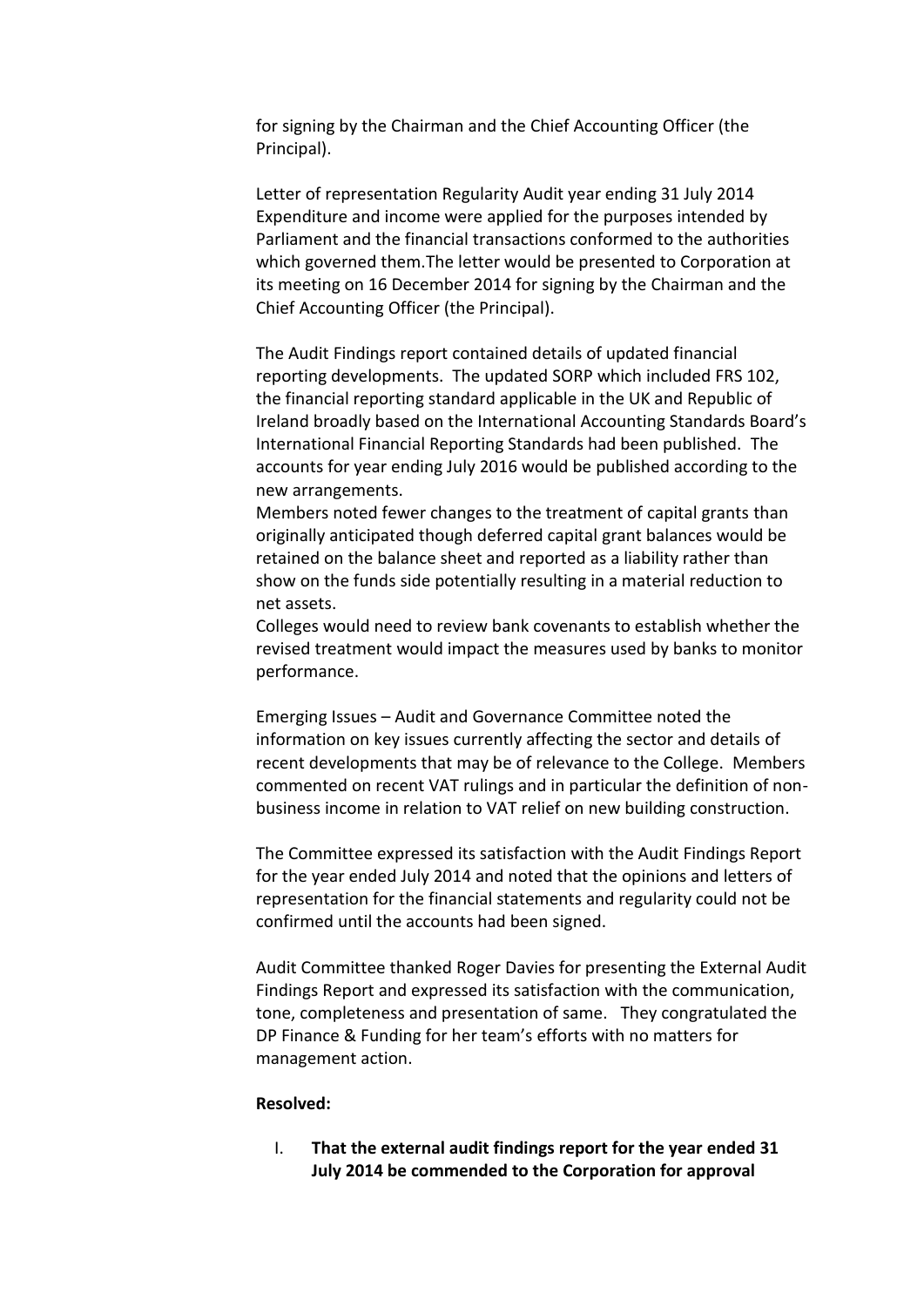for signing by the Chairman and the Chief Accounting Officer (the Principal).

Letter of representation Regularity Audit year ending 31 July 2014 Expenditure and income were applied for the purposes intended by Parliament and the financial transactions conformed to the authorities which governed them.The letter would be presented to Corporation at its meeting on 16 December 2014 for signing by the Chairman and the Chief Accounting Officer (the Principal).

The Audit Findings report contained details of updated financial reporting developments. The updated SORP which included FRS 102, the financial reporting standard applicable in the UK and Republic of Ireland broadly based on the International Accounting Standards Board's International Financial Reporting Standards had been published. The accounts for year ending July 2016 would be published according to the new arrangements.
Members noted fewer changes to the treatment of capital grants than originally anticipated though deferred capital grant balances would be retained on the balance sheet and reported as a liability rather than show on the funds side potentially resulting in a material reduction to net assets.
Colleges would need to review bank covenants to establish whether the revised treatment would impact the measures used by banks to monitor performance.

Emerging Issues – Audit and Governance Committee noted the information on key issues currently affecting the sector and details of recent developments that may be of relevance to the College. Members commented on recent VAT rulings and in particular the definition of non-business income in relation to VAT relief on new building construction.

The Committee expressed its satisfaction with the Audit Findings Report for the year ended July 2014 and noted that the opinions and letters of representation for the financial statements and regularity could not be confirmed until the accounts had been signed.

Audit Committee thanked Roger Davies for presenting the External Audit Findings Report and expressed its satisfaction with the communication, tone, completeness and presentation of same. They congratulated the DP Finance & Funding for her team's efforts with no matters for management action.

**Resolved:**

I. **That the external audit findings report for the year ended 31 July 2014 be commended to the Corporation for approval**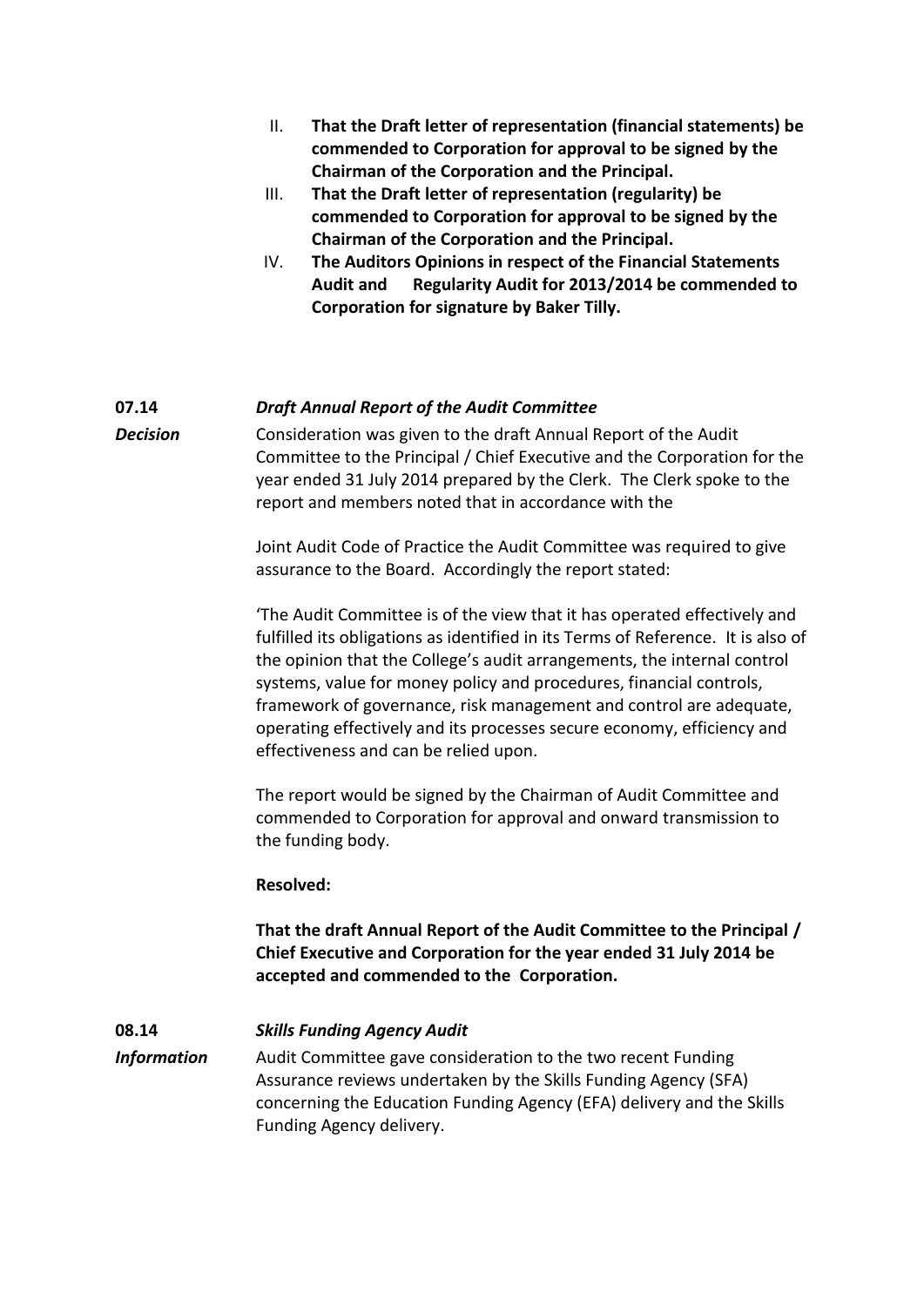II. **That the Draft letter of representation (financial statements) be commended to Corporation for approval to be signed by the Chairman of the Corporation and the Principal.**
III. **That the Draft letter of representation (regularity) be commended to Corporation for approval to be signed by the Chairman of the Corporation and the Principal.**
IV. **The Auditors Opinions in respect of the Financial Statements Audit and Regularity Audit for 2013/2014 be commended to Corporation for signature by Baker Tilly.**

**07.14** ***Draft Annual Report of the Audit Committee***

***Decision***

Consideration was given to the draft Annual Report of the Audit Committee to the Principal / Chief Executive and the Corporation for the year ended 31 July 2014 prepared by the Clerk. The Clerk spoke to the report and members noted that in accordance with the

Joint Audit Code of Practice the Audit Committee was required to give assurance to the Board. Accordingly the report stated:

'The Audit Committee is of the view that it has operated effectively and fulfilled its obligations as identified in its Terms of Reference. It is also of the opinion that the College's audit arrangements, the internal control systems, value for money policy and procedures, financial controls, framework of governance, risk management and control are adequate, operating effectively and its processes secure economy, efficiency and effectiveness and can be relied upon.

The report would be signed by the Chairman of Audit Committee and commended to Corporation for approval and onward transmission to the funding body.

**Resolved:**

**That the draft Annual Report of the Audit Committee to the Principal / Chief Executive and Corporation for the year ended 31 July 2014 be accepted and commended to the Corporation.**

**08.14** ***Skills Funding Agency Audit***

***Information***

Audit Committee gave consideration to the two recent Funding Assurance reviews undertaken by the Skills Funding Agency (SFA) concerning the Education Funding Agency (EFA) delivery and the Skills Funding Agency delivery.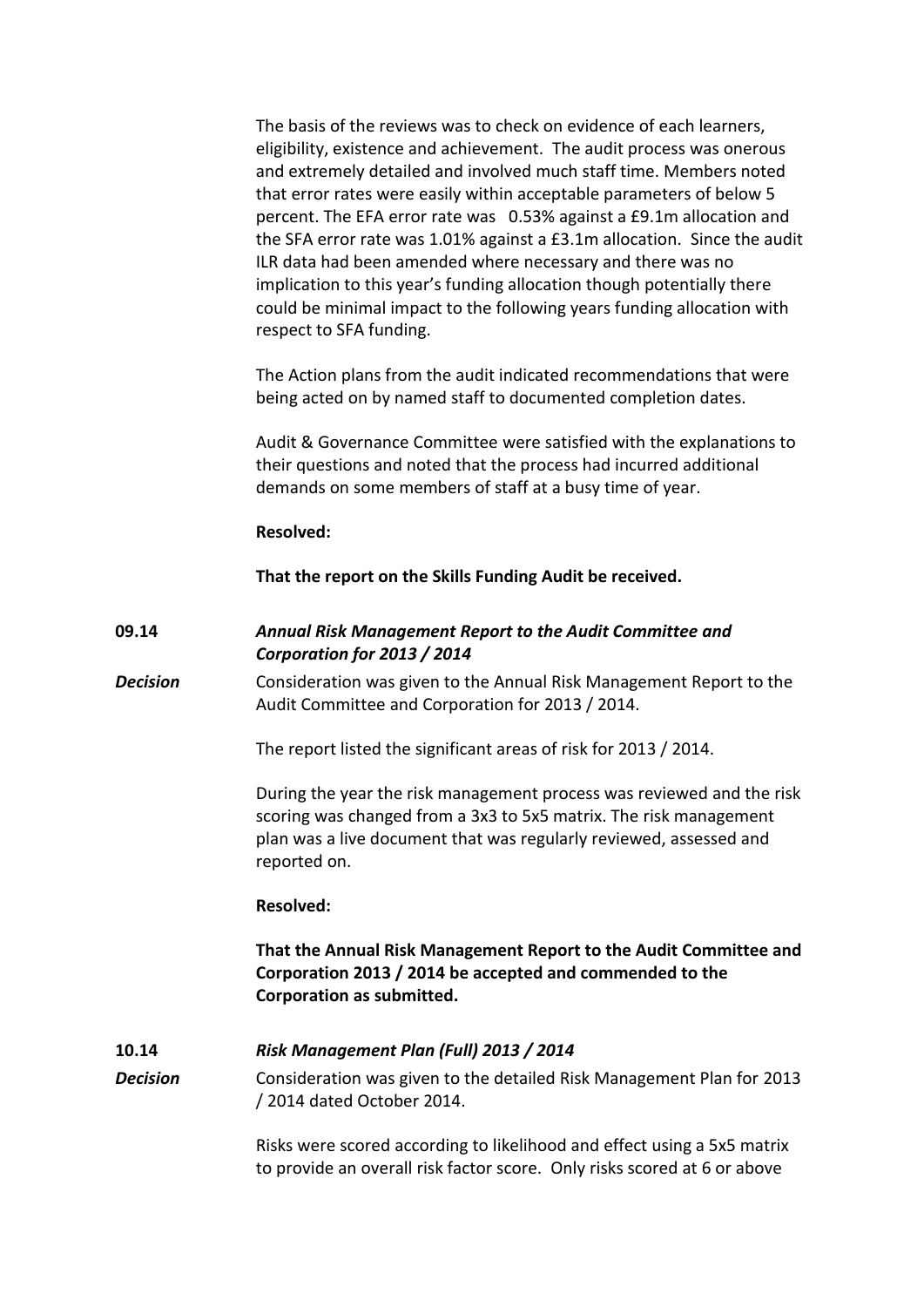The basis of the reviews was to check on evidence of each learners, eligibility, existence and achievement. The audit process was onerous and extremely detailed and involved much staff time. Members noted that error rates were easily within acceptable parameters of below 5 percent. The EFA error rate was 0.53% against a £9.1m allocation and the SFA error rate was 1.01% against a £3.1m allocation. Since the audit ILR data had been amended where necessary and there was no implication to this year's funding allocation though potentially there could be minimal impact to the following years funding allocation with respect to SFA funding.

The Action plans from the audit indicated recommendations that were being acted on by named staff to documented completion dates.

Audit & Governance Committee were satisfied with the explanations to their questions and noted that the process had incurred additional demands on some members of staff at a busy time of year.

**Resolved:**

**That the report on the Skills Funding Audit be received.**

**09.14** ***Annual Risk Management Report to the Audit Committee and Corporation for 2013 / 2014***

***Decision***

Consideration was given to the Annual Risk Management Report to the Audit Committee and Corporation for 2013 / 2014.

The report listed the significant areas of risk for 2013 / 2014.

During the year the risk management process was reviewed and the risk scoring was changed from a 3x3 to 5x5 matrix. The risk management plan was a live document that was regularly reviewed, assessed and reported on.

**Resolved:**

**That the Annual Risk Management Report to the Audit Committee and Corporation 2013 / 2014 be accepted and commended to the Corporation as submitted.**

**10.14** ***Risk Management Plan (Full) 2013 / 2014***

***Decision***

Consideration was given to the detailed Risk Management Plan for 2013 / 2014 dated October 2014.

Risks were scored according to likelihood and effect using a 5x5 matrix to provide an overall risk factor score. Only risks scored at 6 or above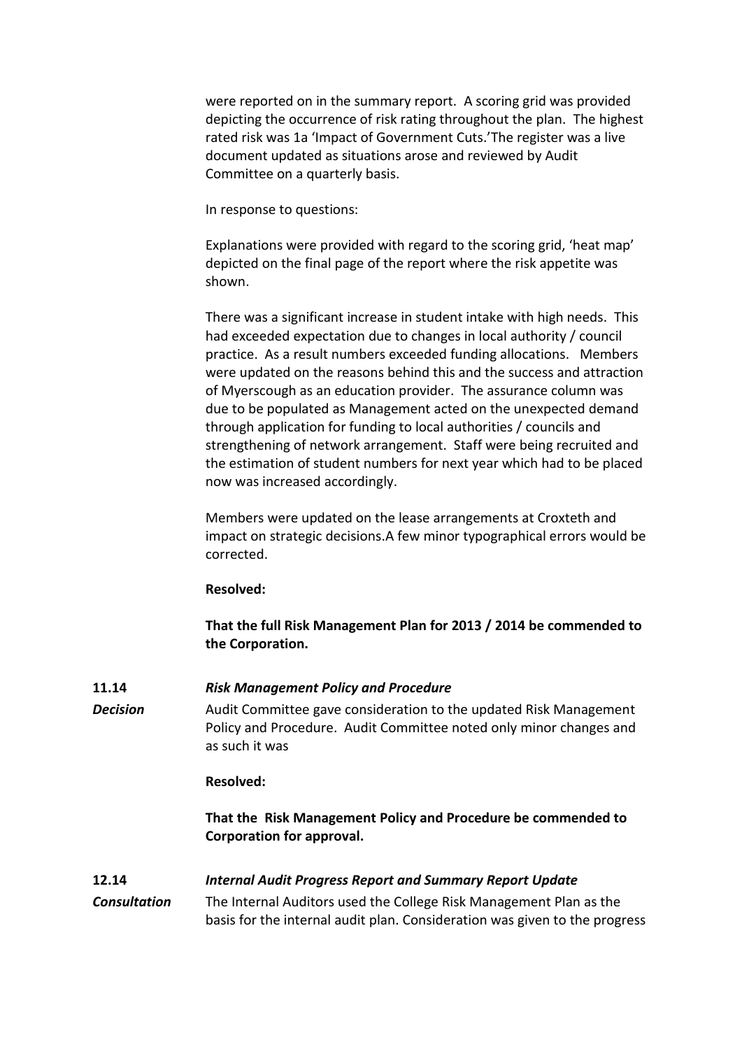were reported on in the summary report. A scoring grid was provided depicting the occurrence of risk rating throughout the plan. The highest rated risk was 1a 'Impact of Government Cuts.'The register was a live document updated as situations arose and reviewed by Audit Committee on a quarterly basis.

In response to questions:

Explanations were provided with regard to the scoring grid, 'heat map' depicted on the final page of the report where the risk appetite was shown.

There was a significant increase in student intake with high needs. This had exceeded expectation due to changes in local authority / council practice. As a result numbers exceeded funding allocations. Members were updated on the reasons behind this and the success and attraction of Myerscough as an education provider. The assurance column was due to be populated as Management acted on the unexpected demand through application for funding to local authorities / councils and strengthening of network arrangement. Staff were being recruited and the estimation of student numbers for next year which had to be placed now was increased accordingly.

Members were updated on the lease arrangements at Croxteth and impact on strategic decisions.A few minor typographical errors would be corrected.

**Resolved:**

**That the full Risk Management Plan for 2013 / 2014 be commended to the Corporation.**

**11.14** ***Risk Management Policy and Procedure***

***Decision***

Audit Committee gave consideration to the updated Risk Management Policy and Procedure. Audit Committee noted only minor changes and as such it was

**Resolved:**

**That the Risk Management Policy and Procedure be commended to Corporation for approval.**

**12.14** ***Internal Audit Progress Report and Summary Report Update***

***Consultation***

The Internal Auditors used the College Risk Management Plan as the basis for the internal audit plan. Consideration was given to the progress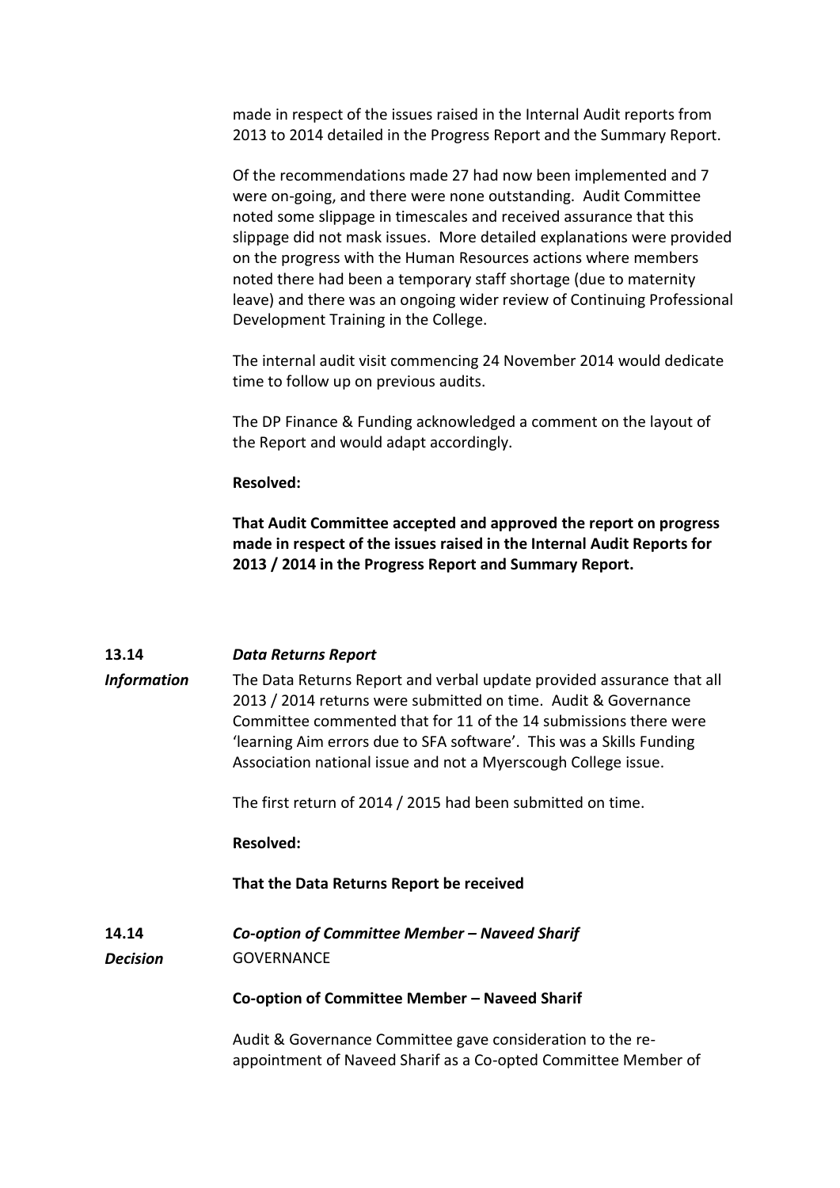made in respect of the issues raised in the Internal Audit reports from 2013 to 2014 detailed in the Progress Report and the Summary Report.

Of the recommendations made 27 had now been implemented and 7 were on-going, and there were none outstanding. Audit Committee noted some slippage in timescales and received assurance that this slippage did not mask issues. More detailed explanations were provided on the progress with the Human Resources actions where members noted there had been a temporary staff shortage (due to maternity leave) and there was an ongoing wider review of Continuing Professional Development Training in the College.

The internal audit visit commencing 24 November 2014 would dedicate time to follow up on previous audits.

The DP Finance & Funding acknowledged a comment on the layout of the Report and would adapt accordingly.

**Resolved:**

**That Audit Committee accepted and approved the report on progress made in respect of the issues raised in the Internal Audit Reports for 2013 / 2014 in the Progress Report and Summary Report.**

**13.14** ***Data Returns Report***

***Information***

The Data Returns Report and verbal update provided assurance that all 2013 / 2014 returns were submitted on time. Audit & Governance Committee commented that for 11 of the 14 submissions there were 'learning Aim errors due to SFA software'. This was a Skills Funding Association national issue and not a Myerscough College issue.

The first return of 2014 / 2015 had been submitted on time.

**Resolved:**

**That the Data Returns Report be received**

**14.14** ***Co-option of Committee Member – Naveed Sharif***

***Decision***

GOVERNANCE

**Co-option of Committee Member – Naveed Sharif**

Audit & Governance Committee gave consideration to the re-appointment of Naveed Sharif as a Co-opted Committee Member of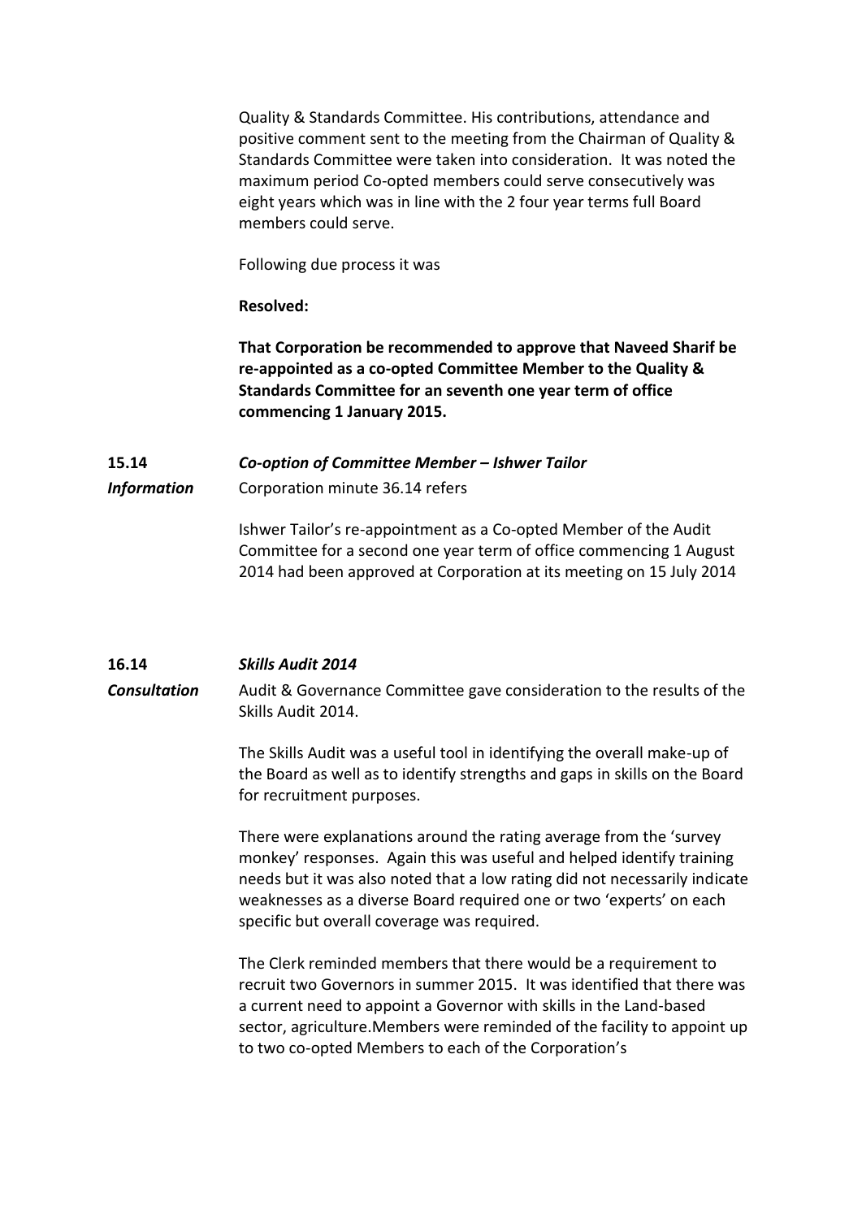Quality & Standards Committee. His contributions, attendance and positive comment sent to the meeting from the Chairman of Quality & Standards Committee were taken into consideration. It was noted the maximum period Co-opted members could serve consecutively was eight years which was in line with the 2 four year terms full Board members could serve.

Following due process it was

**Resolved:**

**That Corporation be recommended to approve that Naveed Sharif be re-appointed as a co-opted Committee Member to the Quality & Standards Committee for an seventh one year term of office commencing 1 January 2015.**

**15.14** ***Co-option of Committee Member – Ishwer Tailor***

***Information*** Corporation minute 36.14 refers

Ishwer Tailor's re-appointment as a Co-opted Member of the Audit Committee for a second one year term of office commencing 1 August 2014 had been approved at Corporation at its meeting on 15 July 2014

**16.14** ***Skills Audit 2014***

***Consultation*** Audit & Governance Committee gave consideration to the results of the Skills Audit 2014.

The Skills Audit was a useful tool in identifying the overall make-up of the Board as well as to identify strengths and gaps in skills on the Board for recruitment purposes.

There were explanations around the rating average from the 'survey monkey' responses. Again this was useful and helped identify training needs but it was also noted that a low rating did not necessarily indicate weaknesses as a diverse Board required one or two 'experts' on each specific but overall coverage was required.

The Clerk reminded members that there would be a requirement to recruit two Governors in summer 2015. It was identified that there was a current need to appoint a Governor with skills in the Land-based sector, agriculture.Members were reminded of the facility to appoint up to two co-opted Members to each of the Corporation's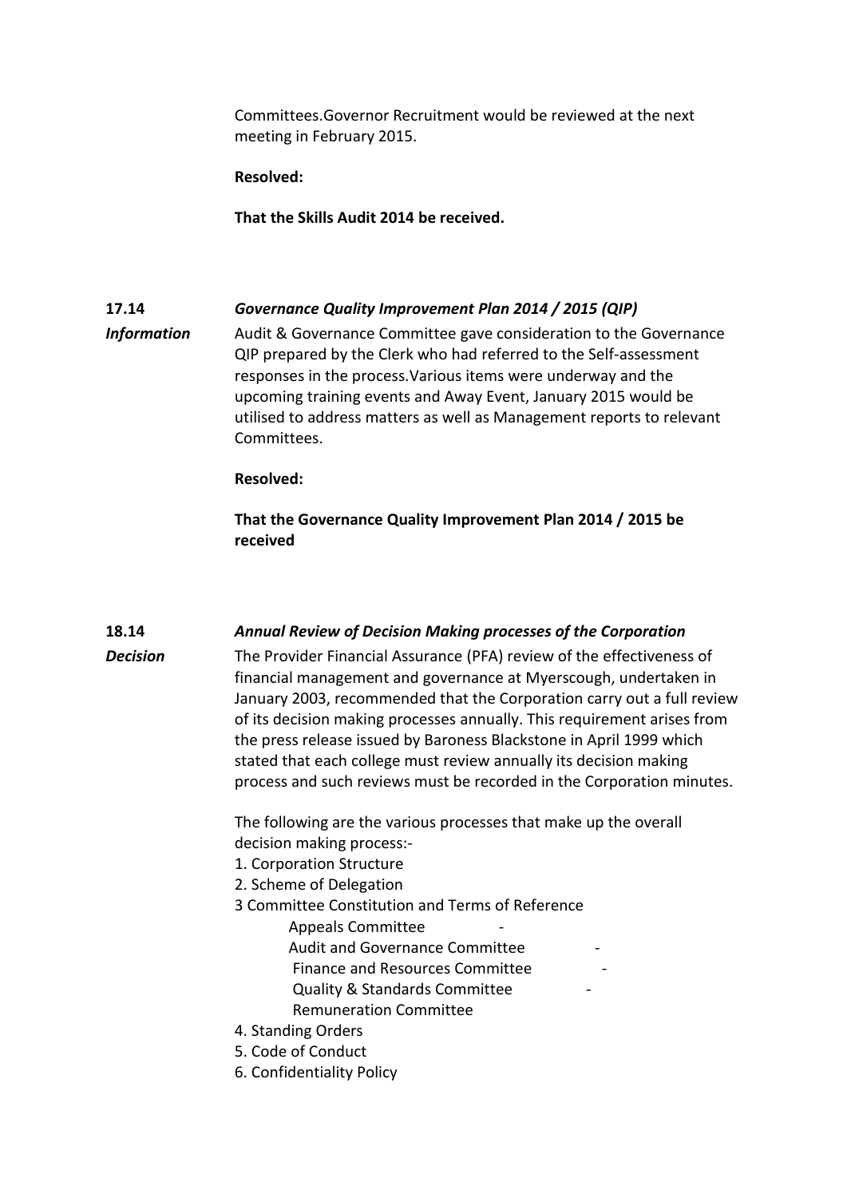Committees.Governor Recruitment would be reviewed at the next meeting in February 2015.

**Resolved:**

**That the Skills Audit 2014 be received.**

**17.14** ***Governance Quality Improvement Plan 2014 / 2015 (QIP)***

***Information***

Audit & Governance Committee gave consideration to the Governance QIP prepared by the Clerk who had referred to the Self-assessment responses in the process.Various items were underway and the upcoming training events and Away Event, January 2015 would be utilised to address matters as well as Management reports to relevant Committees.

**Resolved:**

**That the Governance Quality Improvement Plan 2014 / 2015 be received**

**18.14** ***Annual Review of Decision Making processes of the Corporation***

***Decision***

The Provider Financial Assurance (PFA) review of the effectiveness of financial management and governance at Myerscough, undertaken in January 2003, recommended that the Corporation carry out a full review of its decision making processes annually. This requirement arises from the press release issued by Baroness Blackstone in April 1999 which stated that each college must review annually its decision making process and such reviews must be recorded in the Corporation minutes.

The following are the various processes that make up the overall decision making process:-

1. Corporation Structure
2. Scheme of Delegation
3 Committee Constitution and Terms of Reference
    - Appeals Committee -
    - Audit and Governance Committee -
    - Finance and Resources Committee -
    - Quality & Standards Committee -
    - Remuneration Committee
4. Standing Orders
5. Code of Conduct
6. Confidentiality Policy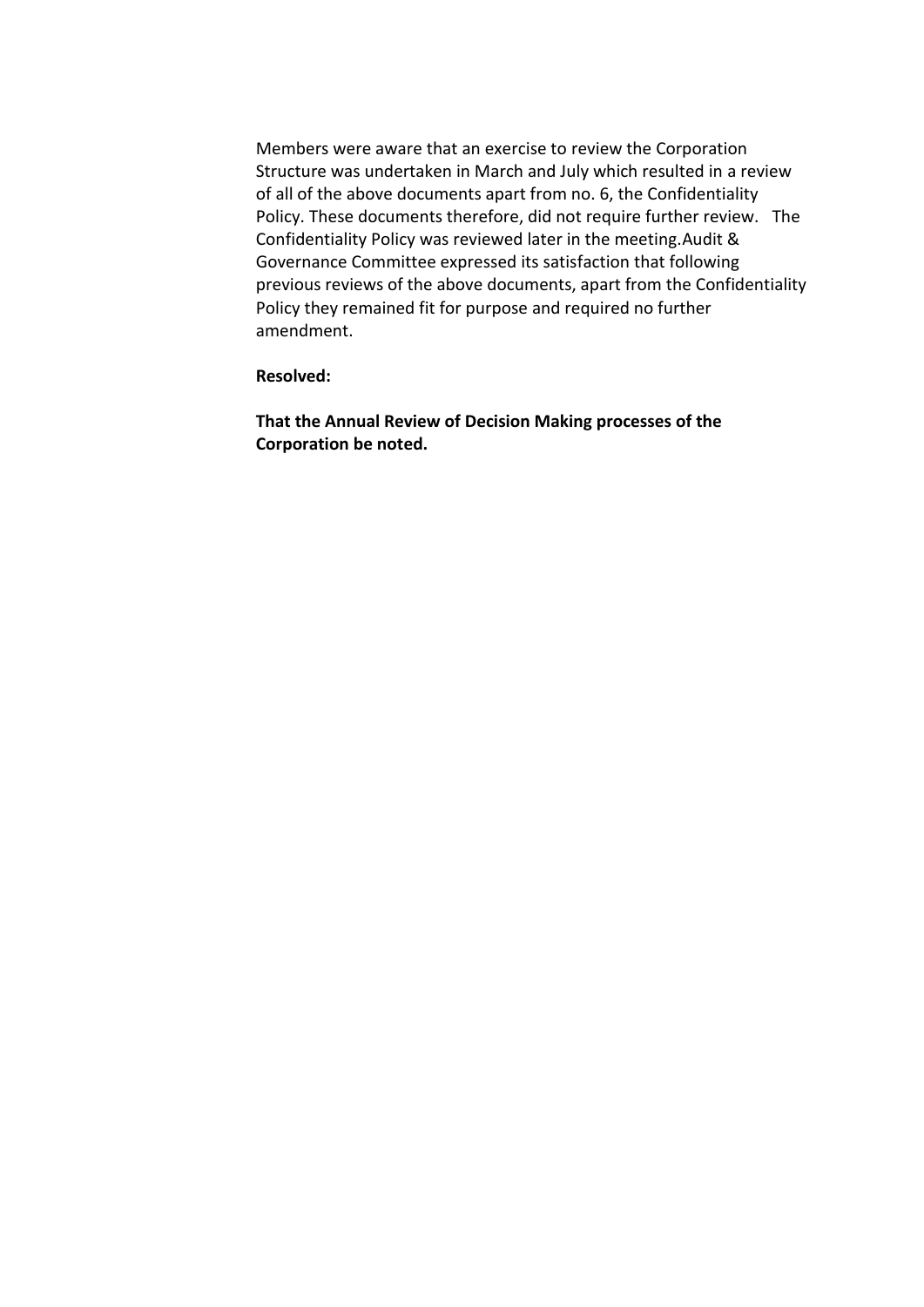Members were aware that an exercise to review the Corporation Structure was undertaken in March and July which resulted in a review of all of the above documents apart from no. 6, the Confidentiality Policy. These documents therefore, did not require further review. The Confidentiality Policy was reviewed later in the meeting.Audit & Governance Committee expressed its satisfaction that following previous reviews of the above documents, apart from the Confidentiality Policy they remained fit for purpose and required no further amendment.

**Resolved:**

**That the Annual Review of Decision Making processes of the Corporation be noted.**